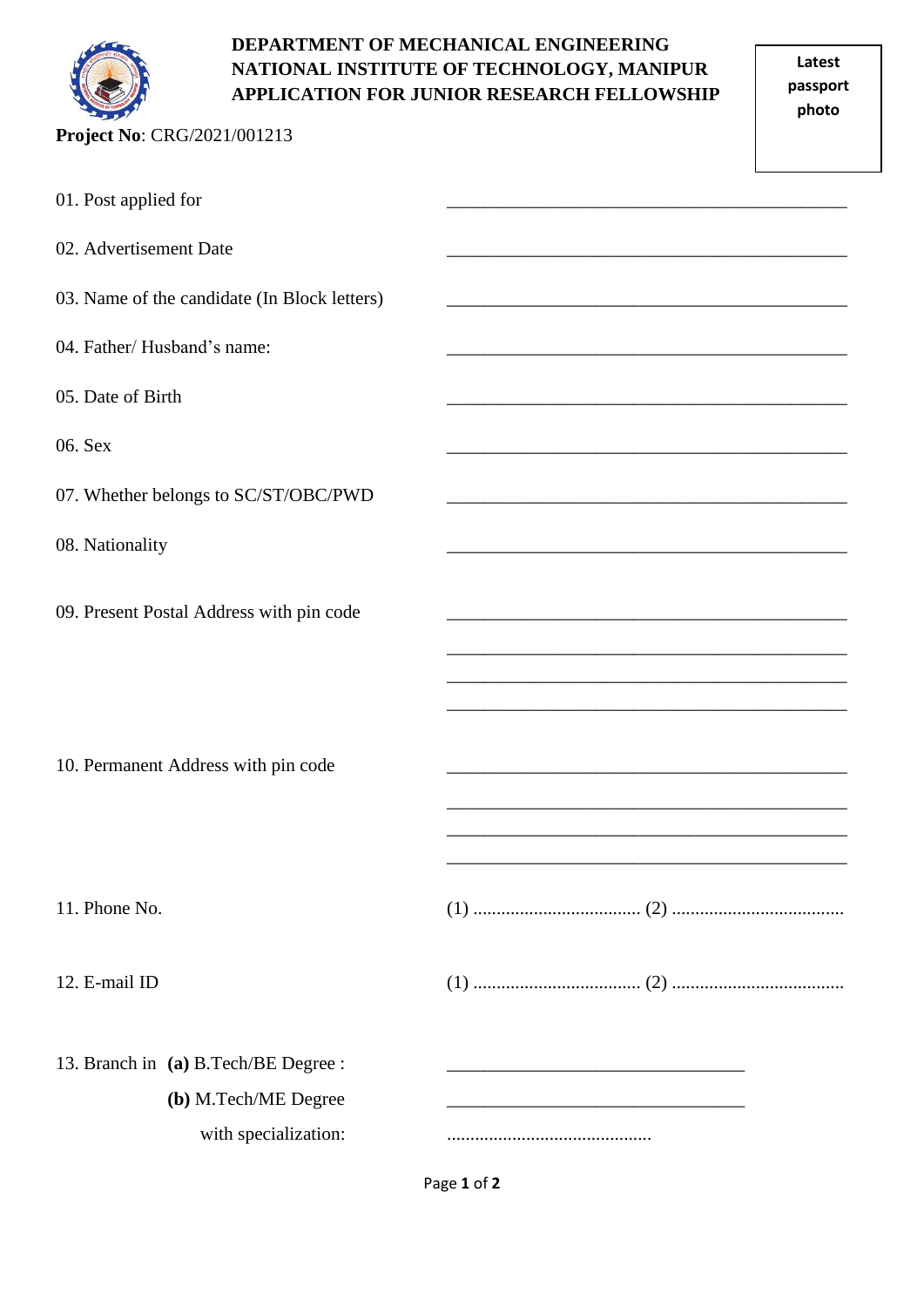**DEPARTMENT OF MECHANICAL ENGINEERING**
**NATIONAL INSTITUTE OF TECHNOLOGY, MANIPUR**
**APPLICATION FOR JUNIOR RESEARCH FELLOWSHIP**

**Latest passport photo**

**Project No**: CRG/2021/001213

01. Post applied for ______________________________________________

02. Advertisement Date ______________________________________________

03. Name of the candidate (In Block letters) ______________________________________________

04. Father/ Husband's name: ______________________________________________

05. Date of Birth ______________________________________________

06. Sex ______________________________________________

07. Whether belongs to SC/ST/OBC/PWD ______________________________________________

08. Nationality ______________________________________________

09. Present Postal Address with pin code ______________________________________________
______________________________________________
______________________________________________
______________________________________________

10. Permanent Address with pin code ______________________________________________
______________________________________________
______________________________________________
______________________________________________

11. Phone No. (1) .................................... (2) .....................................

12. E-mail ID (1) .................................... (2) .....................................

13. Branch in **(a)** B.Tech/BE Degree : ____________________________________
**(b)** M.Tech/ME Degree ____________________________________
with specialization: ............................................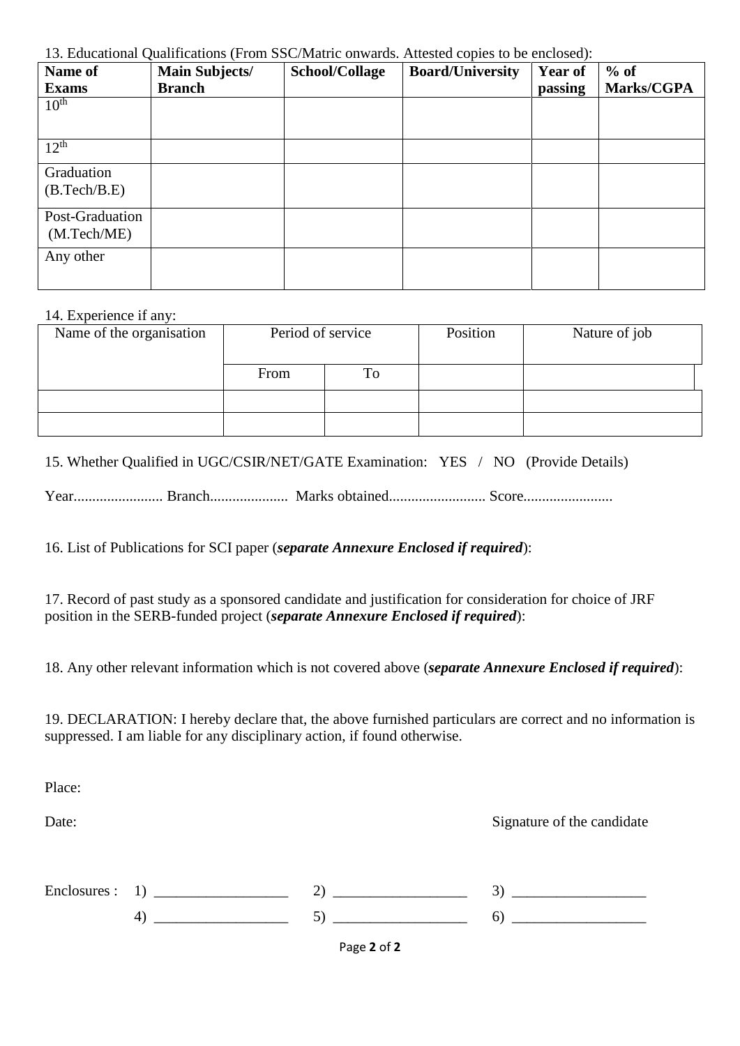13. Educational Qualifications (From SSC/Matric onwards. Attested copies to be enclosed):

| Name of Exams | Main Subjects/ Branch | School/Collage | Board/University | Year of passing | % of Marks/CGPA |
|---|---|---|---|---|---|
| $10^{th}$ | | | | | |
| $12^{th}$ | | | | | |
| Graduation (B.Tech/B.E) | | | | | |
| Post-Graduation (M.Tech/ME) | | | | | |
| Any other | | | | | |

14. Experience if any:

| Name of the organisation | Period of service | | Position | Nature of job |
|---|---|---|---|---|
| | From | To | | |
| | | | | |
| | | | | |

15. Whether Qualified in UGC/CSIR/NET/GATE Examination: YES / NO (Provide Details)

Year........................ Branch..................... Marks obtained.......................... Score........................

16. List of Publications for SCI paper (***separate Annexure Enclosed if required***):

17. Record of past study as a sponsored candidate and justification for consideration for choice of JRF position in the SERB-funded project (***separate Annexure Enclosed if required***):

18. Any other relevant information which is not covered above (***separate Annexure Enclosed if required***):

19. DECLARATION: I hereby declare that, the above furnished particulars are correct and no information is suppressed. I am liable for any disciplinary action, if found otherwise.

Place:

Date: Signature of the candidate

Enclosures : 1) __________________ 2) __________________ 3) __________________

4) __________________ 5) __________________ 6) __________________